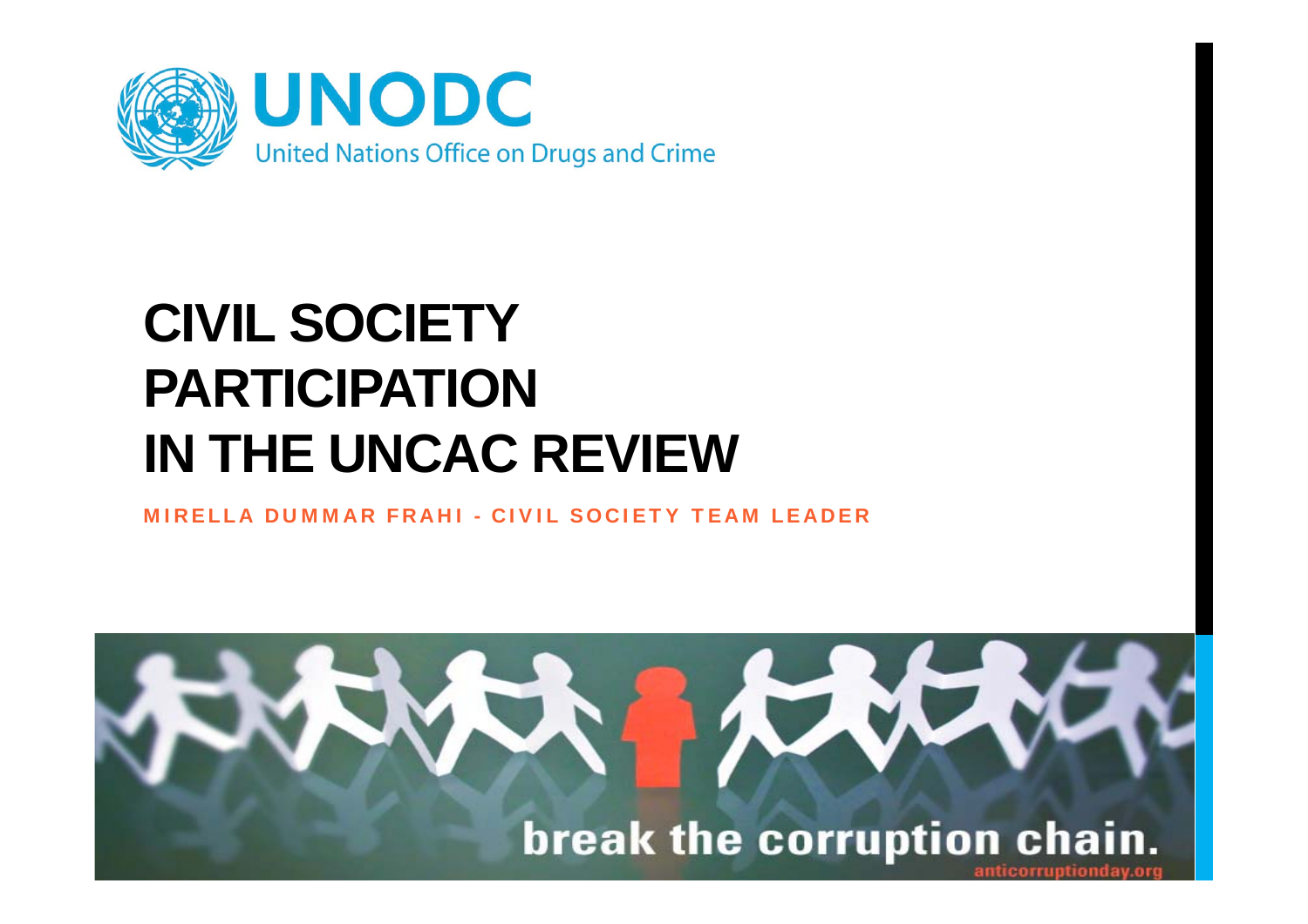UNODC
United Nations Office on Drugs and Crime

# CIVIL SOCIETY PARTICIPATION IN THE UNCAC REVIEW

MIRELLA DUMMAR FRAHI - CIVIL SOCIETY TEAM LEADER

break the corruption chain.
anticorruptionday.org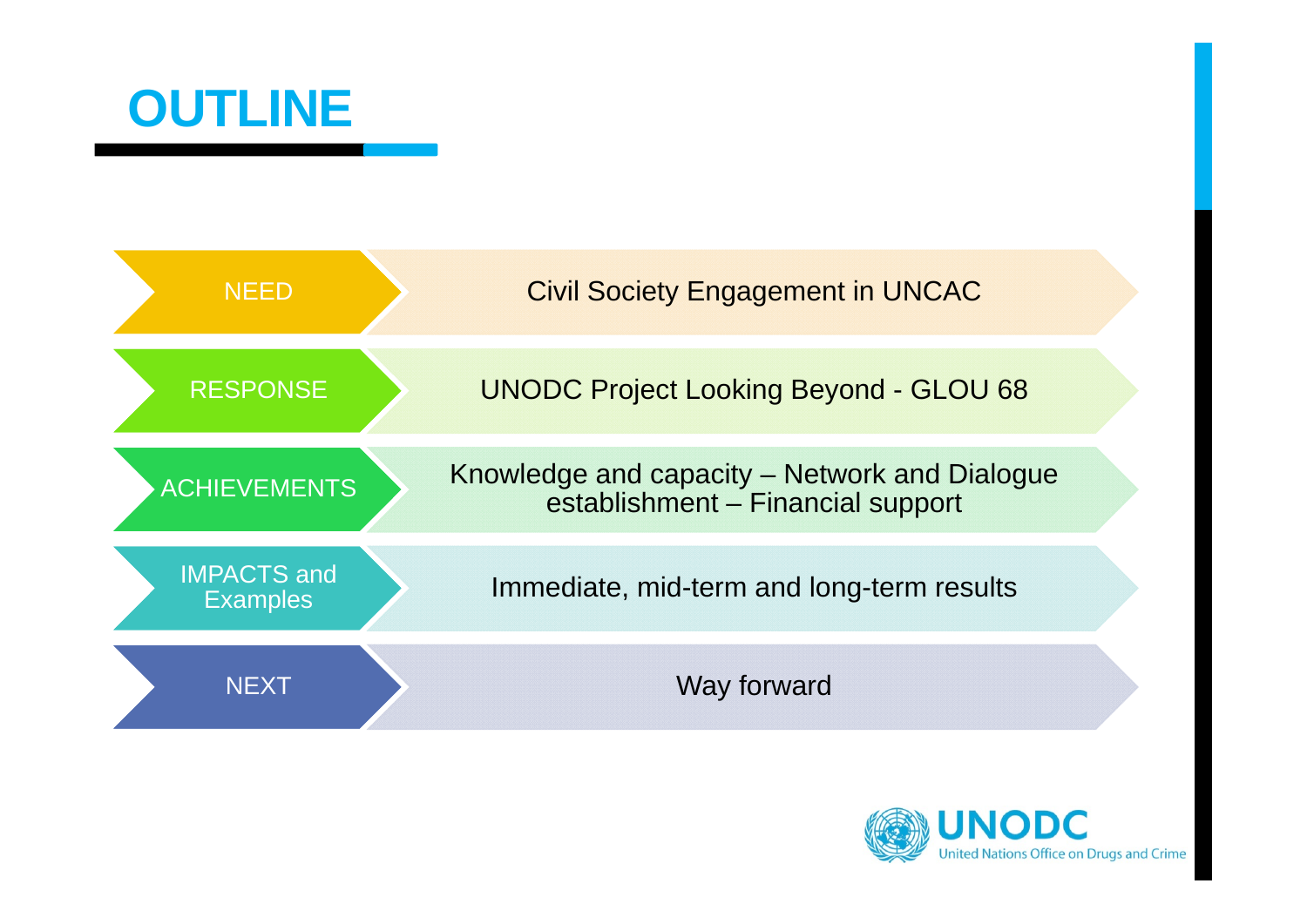# OUTLINE

| | |
|---|---|
| NEED | Civil Society Engagement in UNCAC |
| RESPONSE | UNODC Project Looking Beyond - GLOU 68 |
| ACHIEVEMENTS | Knowledge and capacity – Network and Dialogue establishment – Financial support |
| IMPACTS and Examples | Immediate, mid-term and long-term results |
| NEXT | Way forward |

UNODC
United Nations Office on Drugs and Crime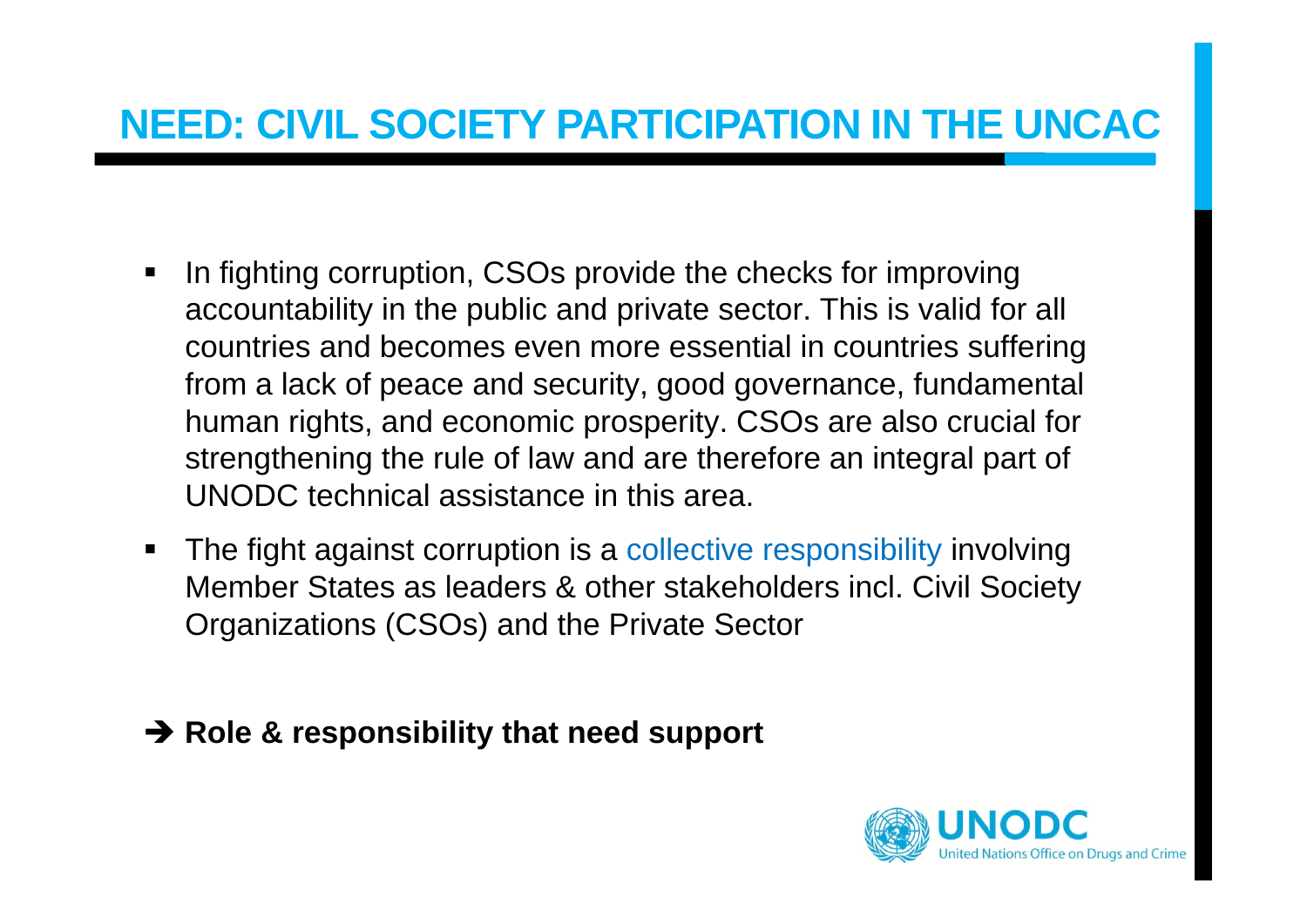# NEED: CIVIL SOCIETY PARTICIPATION IN THE UNCAC

- In fighting corruption, CSOs provide the checks for improving accountability in the public and private sector. This is valid for all countries and becomes even more essential in countries suffering from a lack of peace and security, good governance, fundamental human rights, and economic prosperity. CSOs are also crucial for strengthening the rule of law and are therefore an integral part of UNODC technical assistance in this area.
- The fight against corruption is a collective responsibility involving Member States as leaders & other stakeholders incl. Civil Society Organizations (CSOs) and the Private Sector

➔ **Role & responsibility that need support**

UNODC
United Nations Office on Drugs and Crime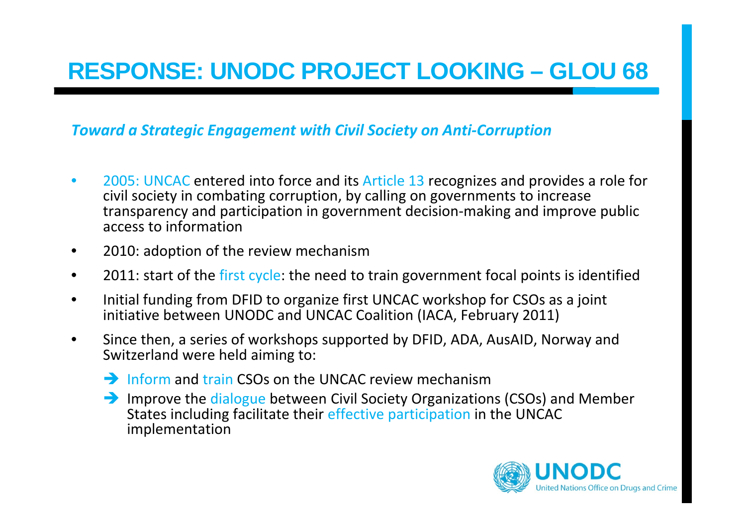# RESPONSE: UNODC PROJECT LOOKING – GLOU 68

***Toward a Strategic Engagement with Civil Society on Anti-Corruption***

- 2005: UNCAC entered into force and its Article 13 recognizes and provides a role for civil society in combating corruption, by calling on governments to increase transparency and participation in government decision-making and improve public access to information
- 2010: adoption of the review mechanism
- 2011: start of the first cycle: the need to train government focal points is identified
- Initial funding from DFID to organize first UNCAC workshop for CSOs as a joint initiative between UNODC and UNCAC Coalition (IACA, February 2011)
- Since then, a series of workshops supported by DFID, ADA, AusAID, Norway and Switzerland were held aiming to:
  - ➔ Inform and train CSOs on the UNCAC review mechanism
  - ➔ Improve the dialogue between Civil Society Organizations (CSOs) and Member States including facilitate their effective participation in the UNCAC implementation

UNODC
United Nations Office on Drugs and Crime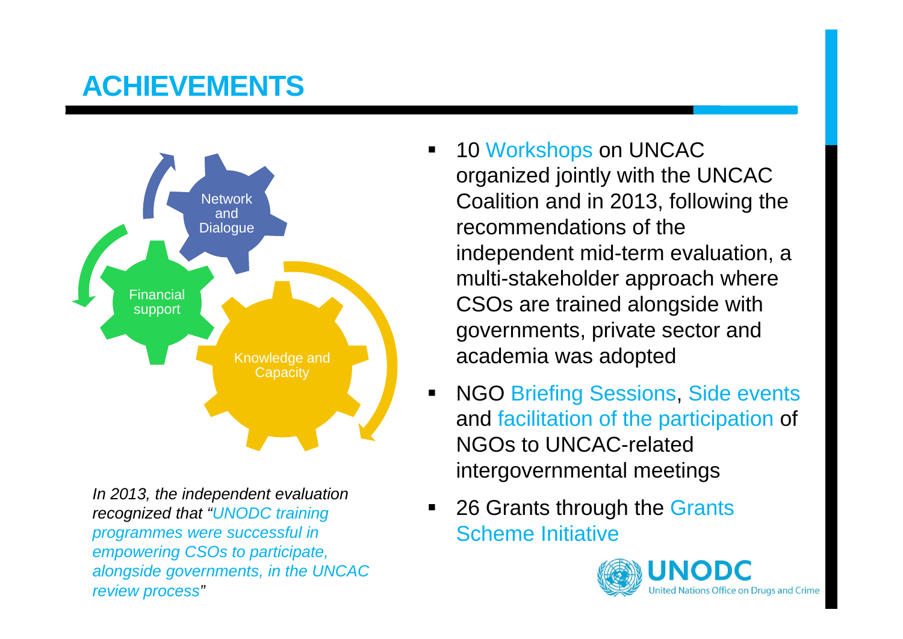# ACHIEVEMENTS

Network and Dialogue

Financial support

Knowledge and Capacity

*In 2013, the independent evaluation recognized that "UNODC training programmes were successful in empowering CSOs to participate, alongside governments, in the UNCAC review process"*

- 10 Workshops on UNCAC organized jointly with the UNCAC Coalition and in 2013, following the recommendations of the independent mid-term evaluation, a multi-stakeholder approach where CSOs are trained alongside with governments, private sector and academia was adopted
- NGO Briefing Sessions, Side events and facilitation of the participation of NGOs to UNCAC-related intergovernmental meetings
- 26 Grants through the Grants Scheme Initiative

UNODC
United Nations Office on Drugs and Crime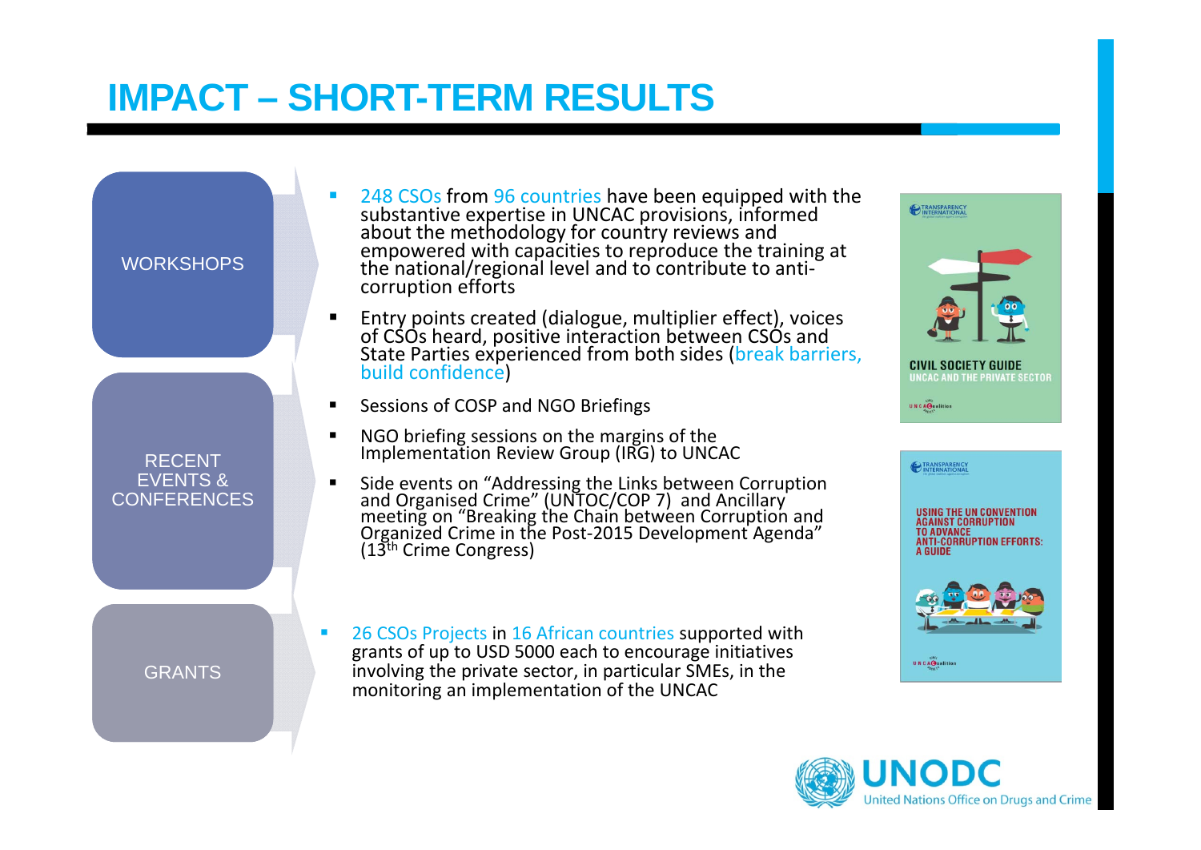# IMPACT – SHORT-TERM RESULTS

## WORKSHOPS

- 248 CSOs from 96 countries have been equipped with the substantive expertise in UNCAC provisions, informed about the methodology for country reviews and empowered with capacities to reproduce the training at the national/regional level and to contribute to anti-corruption efforts
- Entry points created (dialogue, multiplier effect), voices of CSOs heard, positive interaction between CSOs and State Parties experienced from both sides (break barriers, build confidence)

## RECENT EVENTS & CONFERENCES

- Sessions of COSP and NGO Briefings
- NGO briefing sessions on the margins of the Implementation Review Group (IRG) to UNCAC
- Side events on "Addressing the Links between Corruption and Organised Crime" (UNTOC/COP 7) and Ancillary meeting on "Breaking the Chain between Corruption and Organized Crime in the Post-2015 Development Agenda" (13th Crime Congress)

## GRANTS

- 26 CSOs Projects in 16 African countries supported with grants of up to USD 5000 each to encourage initiatives involving the private sector, in particular SMEs, in the monitoring an implementation of the UNCAC

CIVIL SOCIETY GUIDE
UNCAC AND THE PRIVATE SECTOR

USING THE UN CONVENTION AGAINST CORRUPTION TO ADVANCE ANTI-CORRUPTION EFFORTS: A GUIDE

UNODC
United Nations Office on Drugs and Crime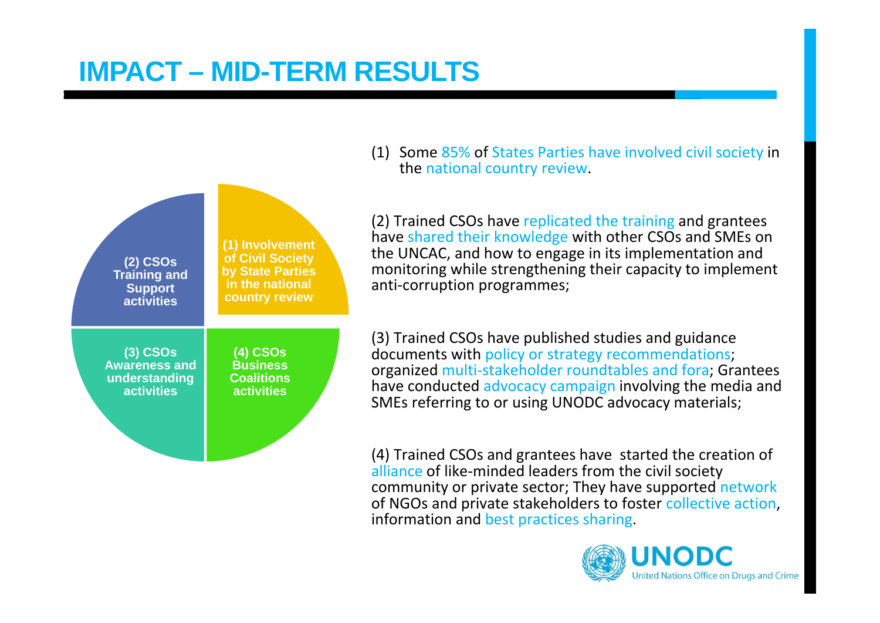# IMPACT – MID-TERM RESULTS

- (1) Involvement of Civil Society by State Parties in the national country review
- (2) CSOs Training and Support activities
- (3) CSOs Awareness and understanding activities
- (4) CSOs Business Coalitions activities

(1) Some 85% of States Parties have involved civil society in the national country review.

(2) Trained CSOs have replicated the training and grantees have shared their knowledge with other CSOs and SMEs on the UNCAC, and how to engage in its implementation and monitoring while strengthening their capacity to implement anti-corruption programmes;

(3) Trained CSOs have published studies and guidance documents with policy or strategy recommendations; organized multi-stakeholder roundtables and fora; Grantees have conducted advocacy campaign involving the media and SMEs referring to or using UNODC advocacy materials;

(4) Trained CSOs and grantees have started the creation of alliance of like-minded leaders from the civil society community or private sector; They have supported network of NGOs and private stakeholders to foster collective action, information and best practices sharing.

UNODC
United Nations Office on Drugs and Crime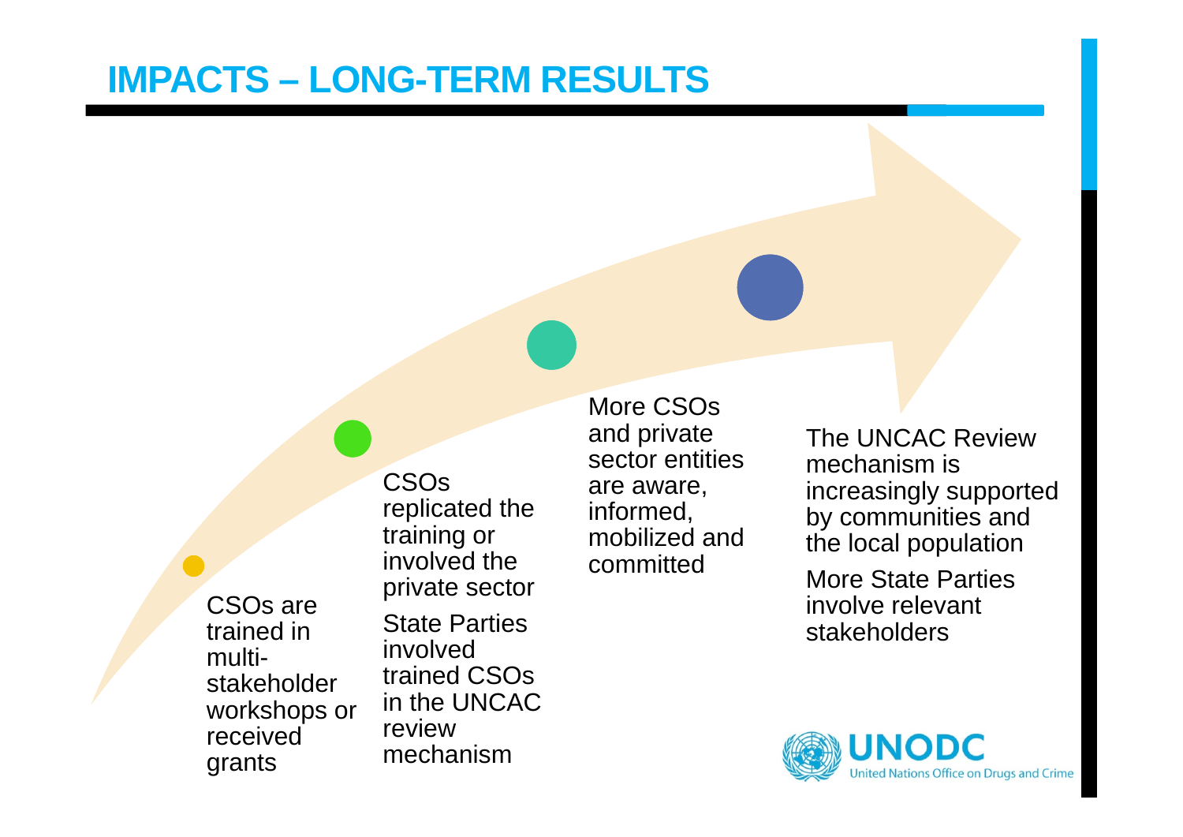# IMPACTS – LONG-TERM RESULTS

- CSOs are trained in multi-stakeholder workshops or received grants
- CSOs replicated the training or involved the private sector

  State Parties involved trained CSOs in the UNCAC review mechanism
- More CSOs and private sector entities are aware, informed, mobilized and committed
- The UNCAC Review mechanism is increasingly supported by communities and the local population

  More State Parties involve relevant stakeholders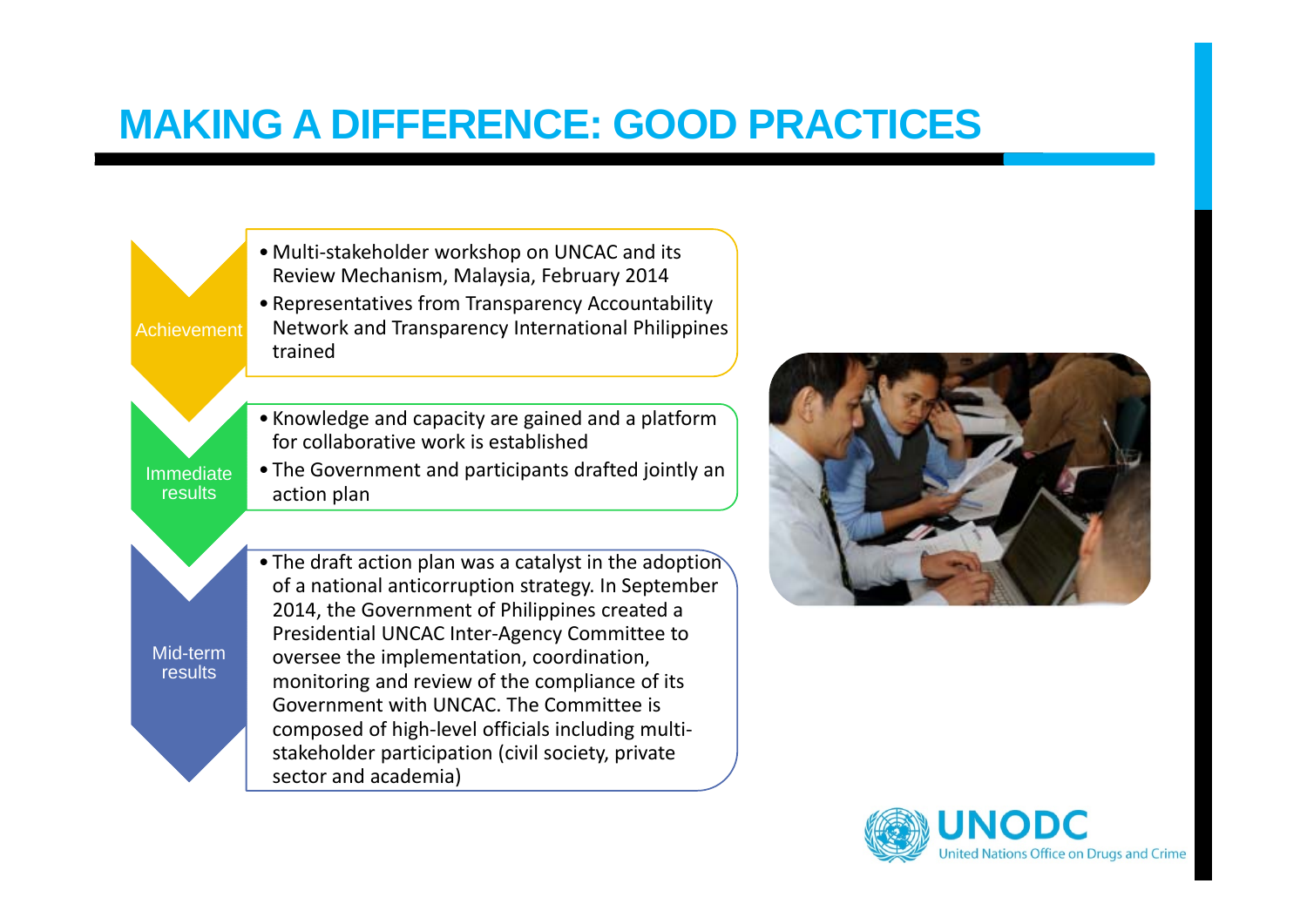# MAKING A DIFFERENCE: GOOD PRACTICES

**Achievement**

- Multi-stakeholder workshop on UNCAC and its Review Mechanism, Malaysia, February 2014
- Representatives from Transparency Accountability Network and Transparency International Philippines trained

**Immediate results**

- Knowledge and capacity are gained and a platform for collaborative work is established
- The Government and participants drafted jointly an action plan

**Mid-term results**

- The draft action plan was a catalyst in the adoption of a national anticorruption strategy. In September 2014, the Government of Philippines created a Presidential UNCAC Inter-Agency Committee to oversee the implementation, coordination, monitoring and review of the compliance of its Government with UNCAC. The Committee is composed of high-level officials including multi-stakeholder participation (civil society, private sector and academia)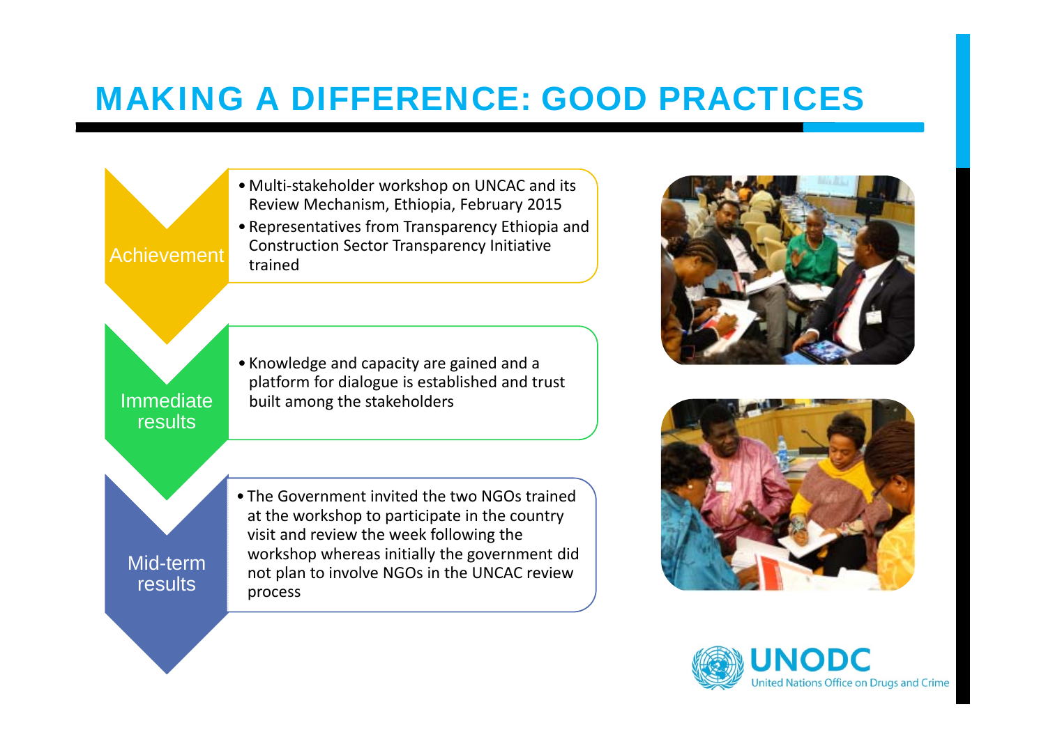# MAKING A DIFFERENCE: GOOD PRACTICES

**Achievement**

- Multi-stakeholder workshop on UNCAC and its Review Mechanism, Ethiopia, February 2015
- Representatives from Transparency Ethiopia and Construction Sector Transparency Initiative trained

**Immediate results**

- Knowledge and capacity are gained and a platform for dialogue is established and trust built among the stakeholders

**Mid-term results**

- The Government invited the two NGOs trained at the workshop to participate in the country visit and review the week following the workshop whereas initially the government did not plan to involve NGOs in the UNCAC review process

UNODC
United Nations Office on Drugs and Crime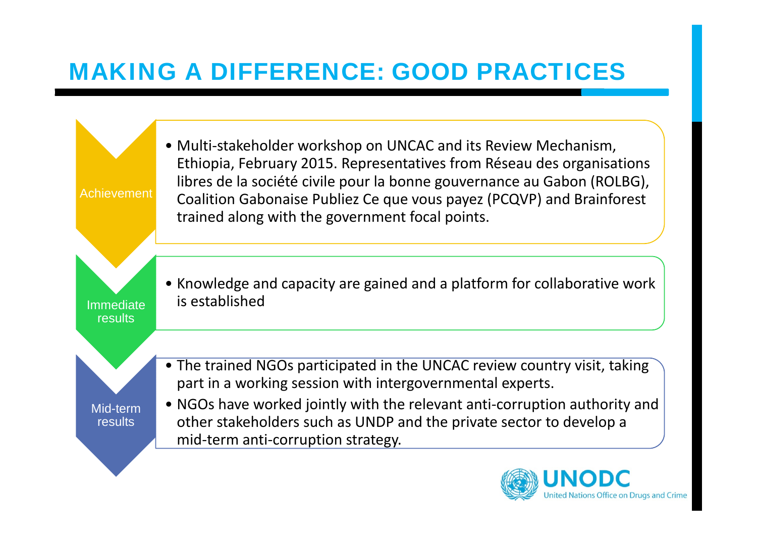# MAKING A DIFFERENCE: GOOD PRACTICES

**Achievement**

- Multi-stakeholder workshop on UNCAC and its Review Mechanism, Ethiopia, February 2015. Representatives from Réseau des organisations libres de la société civile pour la bonne gouvernance au Gabon (ROLBG), Coalition Gabonaise Publiez Ce que vous payez (PCQVP) and Brainforest trained along with the government focal points.

**Immediate results**

- Knowledge and capacity are gained and a platform for collaborative work is established

**Mid-term results**

- The trained NGOs participated in the UNCAC review country visit, taking part in a working session with intergovernmental experts.
- NGOs have worked jointly with the relevant anti-corruption authority and other stakeholders such as UNDP and the private sector to develop a mid-term anti-corruption strategy.

UNODC
United Nations Office on Drugs and Crime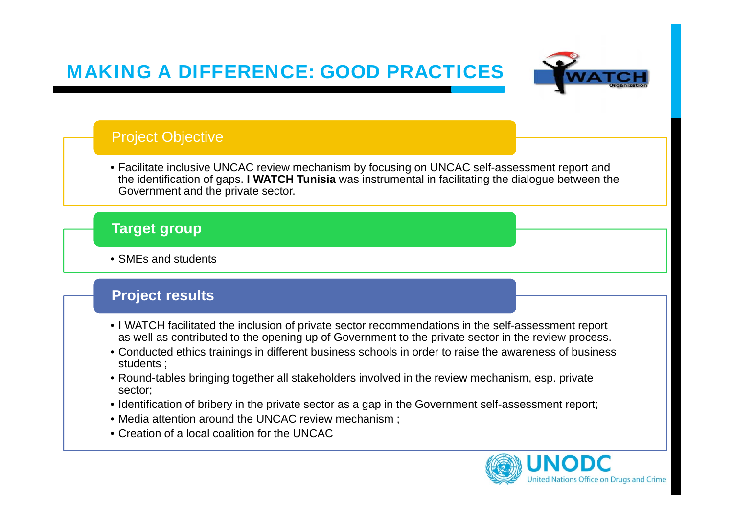# MAKING A DIFFERENCE: GOOD PRACTICES

## Project Objective

- Facilitate inclusive UNCAC review mechanism by focusing on UNCAC self-assessment report and the identification of gaps. **I WATCH Tunisia** was instrumental in facilitating the dialogue between the Government and the private sector.

## Target group

- SMEs and students

## Project results

- I WATCH facilitated the inclusion of private sector recommendations in the self-assessment report as well as contributed to the opening up of Government to the private sector in the review process.
- Conducted ethics trainings in different business schools in order to raise the awareness of business students ;
- Round-tables bringing together all stakeholders involved in the review mechanism, esp. private sector;
- Identification of bribery in the private sector as a gap in the Government self-assessment report;
- Media attention around the UNCAC review mechanism ;
- Creation of a local coalition for the UNCAC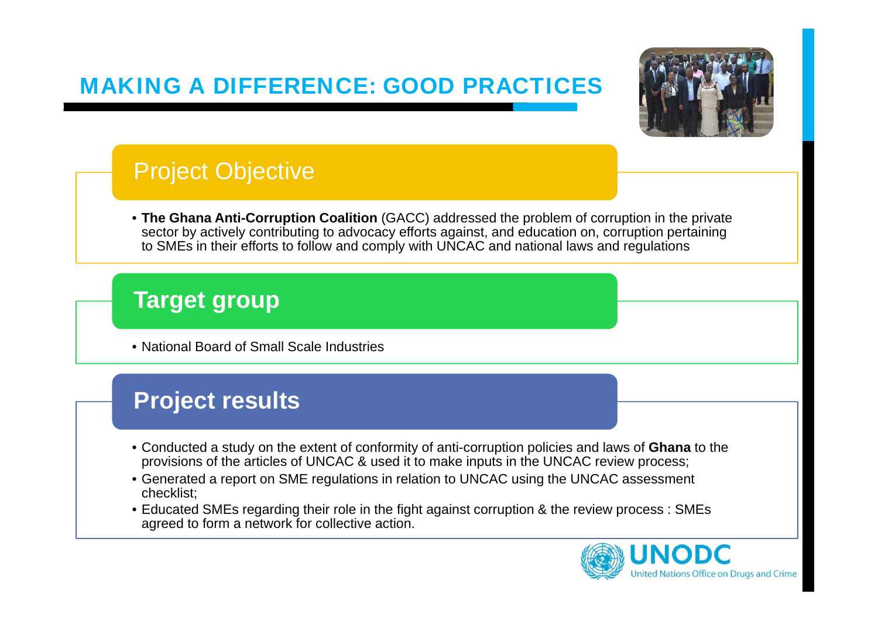# MAKING A DIFFERENCE: GOOD PRACTICES

## Project Objective

- **The Ghana Anti-Corruption Coalition** (GACC) addressed the problem of corruption in the private sector by actively contributing to advocacy efforts against, and education on, corruption pertaining to SMEs in their efforts to follow and comply with UNCAC and national laws and regulations

## Target group

- National Board of Small Scale Industries

## Project results

- Conducted a study on the extent of conformity of anti-corruption policies and laws of **Ghana** to the provisions of the articles of UNCAC & used it to make inputs in the UNCAC review process;
- Generated a report on SME regulations in relation to UNCAC using the UNCAC assessment checklist;
- Educated SMEs regarding their role in the fight against corruption & the review process : SMEs agreed to form a network for collective action.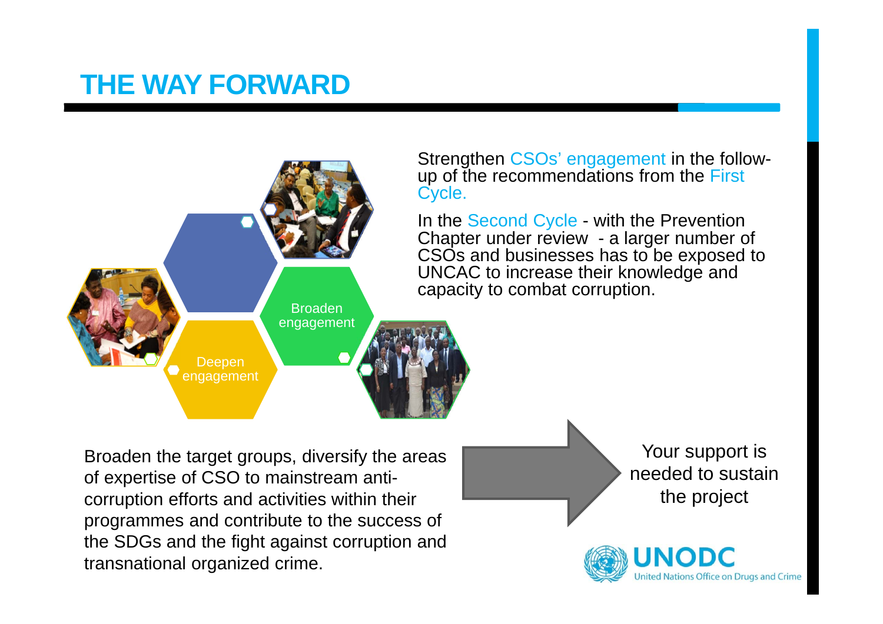# THE WAY FORWARD

Broaden engagement

Deepen engagement

Strengthen CSOs' engagement in the follow-up of the recommendations from the First Cycle.

In the Second Cycle - with the Prevention Chapter under review - a larger number of CSOs and businesses has to be exposed to UNCAC to increase their knowledge and capacity to combat corruption.

Broaden the target groups, diversify the areas of expertise of CSO to mainstream anti-corruption efforts and activities within their programmes and contribute to the success of the SDGs and the fight against corruption and transnational organized crime.

Your support is needed to sustain the project

UNODC
United Nations Office on Drugs and Crime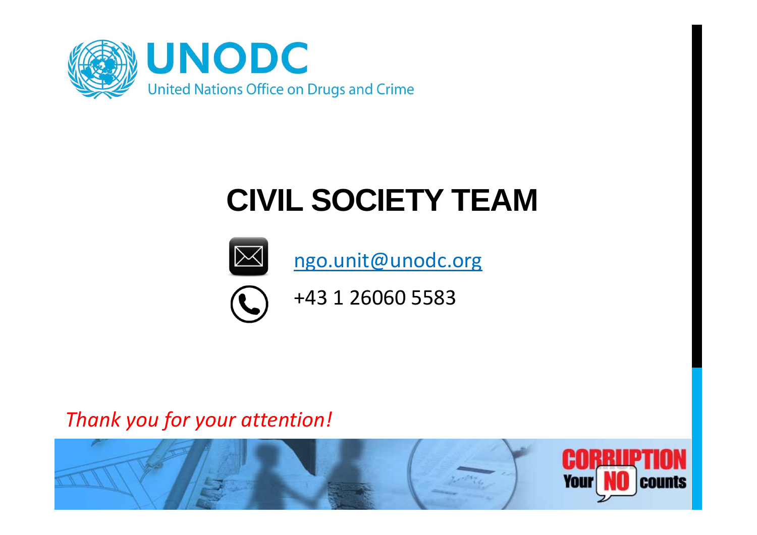UNODC

United Nations Office on Drugs and Crime

# CIVIL SOCIETY TEAM

ngo.unit@unodc.org

+43 1 26060 5583

*Thank you for your attention!*

CORRUPTION Your NO counts